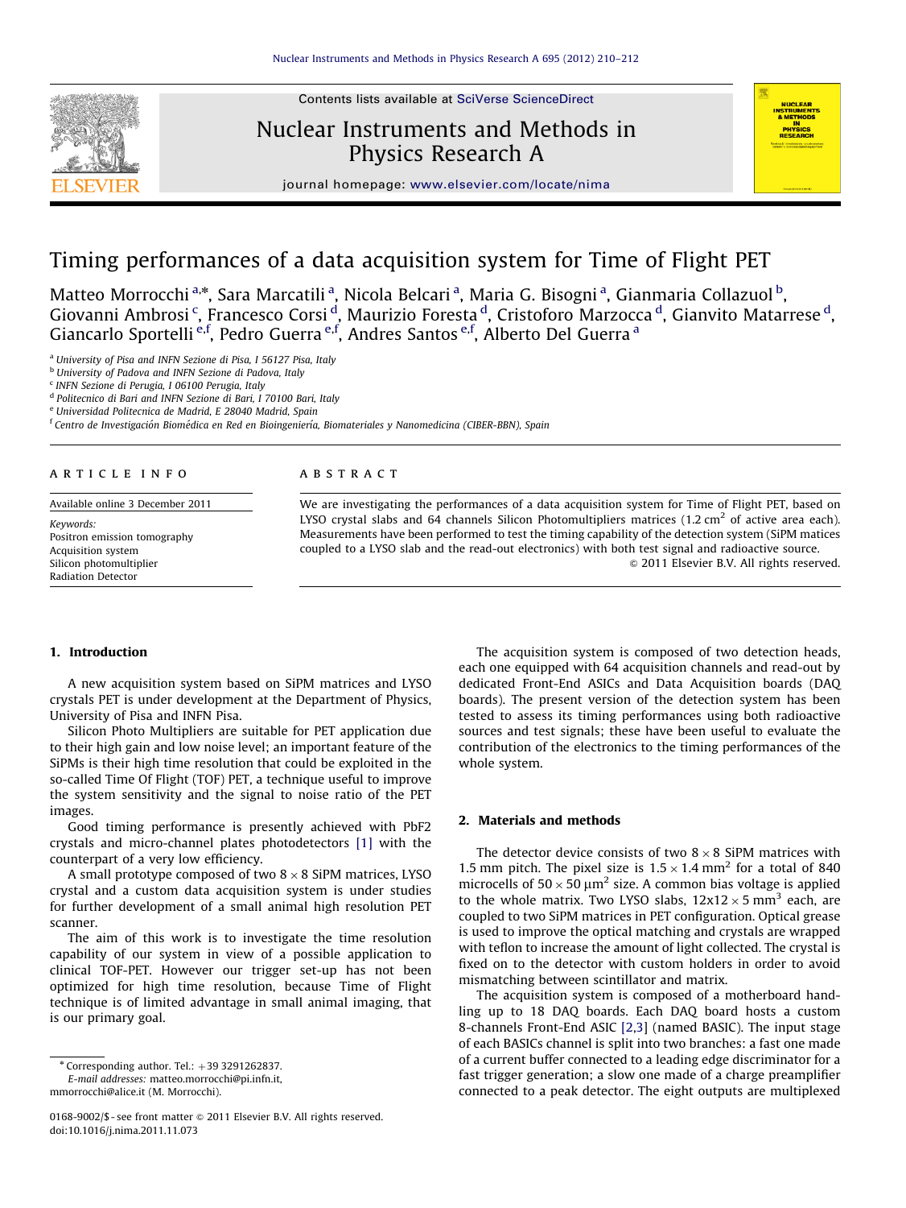# Timing performances of a data acquisition system for Time of Flight PET

Matteo Morrocchi [a,*], Sara Marcatili [a], Nicola Belcari [a], Maria G. Bisogni [a], Gianmaria Collazuol [b], Giovanni Ambrosi [c], Francesco Corsi [d], Maurizio Foresta [d], Cristoforo Marzocca [d], Gianvito Matarrese [d], Giancarlo Sportelli [e,f], Pedro Guerra [e,f], Andres Santos [e,f], Alberto Del Guerra [a]

[a] University of Pisa and INFN Sezione di Pisa, I 56127 Pisa, Italy
[b] University of Padova and INFN Sezione di Padova, Italy
[c] INFN Sezione di Perugia, I 06100 Perugia, Italy
[d] Politecnico di Bari and INFN Sezione di Bari, I 70100 Bari, Italy
[e] Universidad Politecnica de Madrid, E 28040 Madrid, Spain
[f] Centro de Investigación Biomédica en Red en Bioingeniería, Biomateriales y Nanomedicina (CIBER-BBN), Spain

## ARTICLE INFO

Available online 3 December 2011

*Keywords:*
Positron emission tomography
Acquisition system
Silicon photomultiplier
Radiation Detector

## ABSTRACT

We are investigating the performances of a data acquisition system for Time of Flight PET, based on LYSO crystal slabs and 64 channels Silicon Photomultipliers matrices (1.2 $cm^2$ of active area each). Measurements have been performed to test the timing capability of the detection system (SiPM matices coupled to a LYSO slab and the read-out electronics) with both test signal and radioactive source.

© 2011 Elsevier B.V. All rights reserved.

## 1. Introduction

A new acquisition system based on SiPM matrices and LYSO crystals PET is under development at the Department of Physics, University of Pisa and INFN Pisa.

Silicon Photo Multipliers are suitable for PET application due to their high gain and low noise level; an important feature of the SiPMs is their high time resolution that could be exploited in the so-called Time Of Flight (TOF) PET, a technique useful to improve the system sensitivity and the signal to noise ratio of the PET images.

Good timing performance is presently achieved with PbF2 crystals and micro-channel plates photodetectors [1] with the counterpart of a very low efficiency.

A small prototype composed of two $8 \times 8$ SiPM matrices, LYSO crystal and a custom data acquisition system is under studies for further development of a small animal high resolution PET scanner.

The aim of this work is to investigate the time resolution capability of our system in view of a possible application to clinical TOF-PET. However our trigger set-up has not been optimized for high time resolution, because Time of Flight technique is of limited advantage in small animal imaging, that is our primary goal.

The acquisition system is composed of two detection heads, each one equipped with 64 acquisition channels and read-out by dedicated Front-End ASICs and Data Acquisition boards (DAQ boards). The present version of the detection system has been tested to assess its timing performances using both radioactive sources and test signals; these have been useful to evaluate the contribution of the electronics to the timing performances of the whole system.

## 2. Materials and methods

The detector device consists of two $8 \times 8$ SiPM matrices with 1.5 mm pitch. The pixel size is $1.5 \times 1.4$ $mm^2$ for a total of 840 microcells of $50 \times 50$ $\mu m^2$ size. A common bias voltage is applied to the whole matrix. Two LYSO slabs, $12 x 12 \times 5$ $mm^3$ each, are coupled to two SiPM matrices in PET configuration. Optical grease is used to improve the optical matching and crystals are wrapped with teflon to increase the amount of light collected. The crystal is fixed on to the detector with custom holders in order to avoid mismatching between scintillator and matrix.

The acquisition system is composed of a motherboard handling up to 18 DAQ boards. Each DAQ board hosts a custom 8-channels Front-End ASIC [2,3] (named BASIC). The input stage of each BASICs channel is split into two branches: a fast one made of a current buffer connected to a leading edge discriminator for a fast trigger generation; a slow one made of a charge preamplifier connected to a peak detector. The eight outputs are multiplexed

* Corresponding author. Tel.: +39 3291262837.
*E-mail addresses:* matteo.morrocchi@pi.infn.it, mmorrocchi@alice.it (M. Morrocchi).

0168-9002/$ - see front matter © 2011 Elsevier B.V. All rights reserved.
doi:10.1016/j.nima.2011.11.073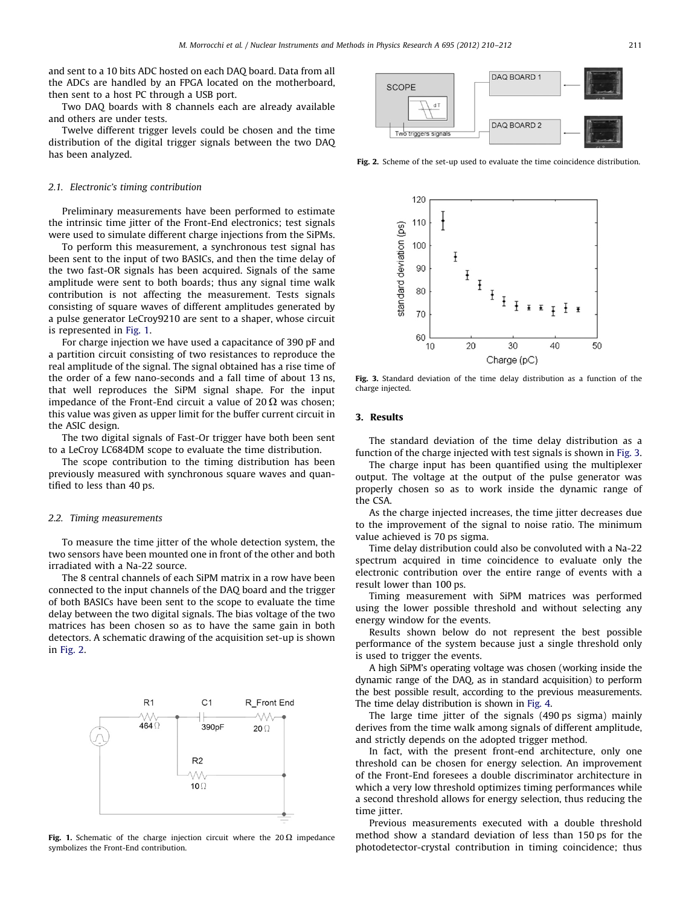and sent to a 10 bits ADC hosted on each DAQ board. Data from all the ADCs are handled by an FPGA located on the motherboard, then sent to a host PC through a USB port.

Two DAQ boards with 8 channels each are already available and others are under tests.

Twelve different trigger levels could be chosen and the time distribution of the digital trigger signals between the two DAQ has been analyzed.

### 2.1. Electronic's timing contribution

Preliminary measurements have been performed to estimate the intrinsic time jitter of the Front-End electronics; test signals were used to simulate different charge injections from the SiPMs.

To perform this measurement, a synchronous test signal has been sent to the input of two BASICs, and then the time delay of the two fast-OR signals has been acquired. Signals of the same amplitude were sent to both boards; thus any signal time walk contribution is not affecting the measurement. Tests signals consisting of square waves of different amplitudes generated by a pulse generator LeCroy9210 are sent to a shaper, whose circuit is represented in Fig. 1.

For charge injection we have used a capacitance of 390 pF and a partition circuit consisting of two resistances to reproduce the real amplitude of the signal. The signal obtained has a rise time of the order of a few nano-seconds and a fall time of about 13 ns, that well reproduces the SiPM signal shape. For the input impedance of the Front-End circuit a value of 20 Ω was chosen; this value was given as upper limit for the buffer current circuit in the ASIC design.

The two digital signals of Fast-Or trigger have both been sent to a LeCroy LC684DM scope to evaluate the time distribution.

The scope contribution to the timing distribution has been previously measured with synchronous square waves and quantified to less than 40 ps.

### 2.2. Timing measurements

To measure the time jitter of the whole detection system, the two sensors have been mounted one in front of the other and both irradiated with a Na-22 source.

The 8 central channels of each SiPM matrix in a row have been connected to the input channels of the DAQ board and the trigger of both BASICs have been sent to the scope to evaluate the time delay between the two digital signals. The bias voltage of the two matrices has been chosen so as to have the same gain in both detectors. A schematic drawing of the acquisition set-up is shown in Fig. 2.

**Fig. 1.** Schematic of the charge injection circuit where the 20 Ω impedance symbolizes the Front-End contribution.

**Fig. 2.** Scheme of the set-up used to evaluate the time coincidence distribution.

**Fig. 3.** Standard deviation of the time delay distribution as a function of the charge injected.

## 3. Results

The standard deviation of the time delay distribution as a function of the charge injected with test signals is shown in Fig. 3.

The charge input has been quantified using the multiplexer output. The voltage at the output of the pulse generator was properly chosen so as to work inside the dynamic range of the CSA.

As the charge injected increases, the time jitter decreases due to the improvement of the signal to noise ratio. The minimum value achieved is 70 ps sigma.

Time delay distribution could also be convoluted with a Na-22 spectrum acquired in time coincidence to evaluate only the electronic contribution over the entire range of events with a result lower than 100 ps.

Timing measurement with SiPM matrices was performed using the lower possible threshold and without selecting any energy window for the events.

Results shown below do not represent the best possible performance of the system because just a single threshold only is used to trigger the events.

A high SiPM's operating voltage was chosen (working inside the dynamic range of the DAQ, as in standard acquisition) to perform the best possible result, according to the previous measurements. The time delay distribution is shown in Fig. 4.

The large time jitter of the signals (490 ps sigma) mainly derives from the time walk among signals of different amplitude, and strictly depends on the adopted trigger method.

In fact, with the present front-end architecture, only one threshold can be chosen for energy selection. An improvement of the Front-End foresees a double discriminator architecture in which a very low threshold optimizes timing performances while a second threshold allows for energy selection, thus reducing the time jitter.

Previous measurements executed with a double threshold method show a standard deviation of less than 150 ps for the photodetector-crystal contribution in timing coincidence; thus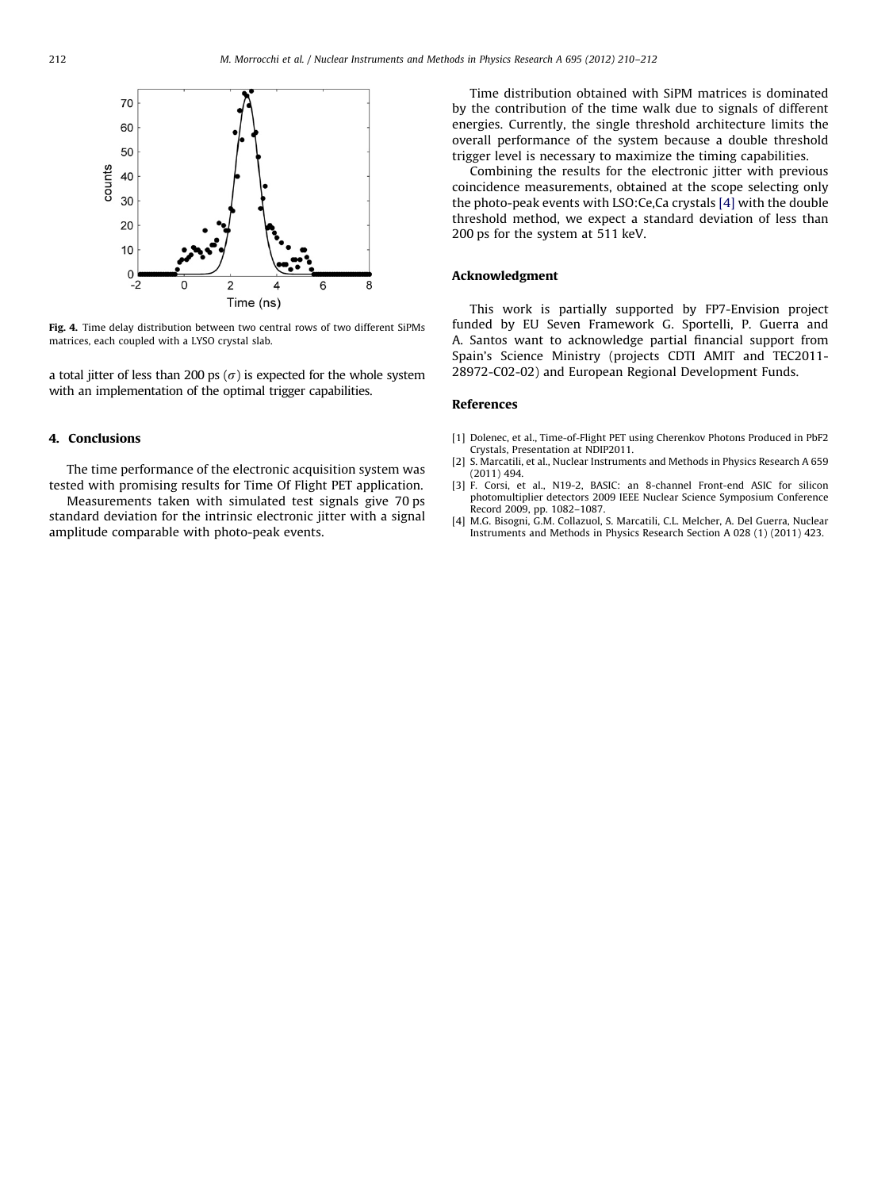70
60
50
40
30
20
10
0
counts
-2 0 2 4 6 8
Time (ns)

**Fig. 4.** Time delay distribution between two central rows of two different SiPMs matrices, each coupled with a LYSO crystal slab.

a total jitter of less than 200 ps ($\sigma$) is expected for the whole system with an implementation of the optimal trigger capabilities.

## 4. Conclusions

The time performance of the electronic acquisition system was tested with promising results for Time Of Flight PET application.

Measurements taken with simulated test signals give 70 ps standard deviation for the intrinsic electronic jitter with a signal amplitude comparable with photo-peak events.

Time distribution obtained with SiPM matrices is dominated by the contribution of the time walk due to signals of different energies. Currently, the single threshold architecture limits the overall performance of the system because a double threshold trigger level is necessary to maximize the timing capabilities.

Combining the results for the electronic jitter with previous coincidence measurements, obtained at the scope selecting only the photo-peak events with LSO:Ce,Ca crystals [4] with the double threshold method, we expect a standard deviation of less than 200 ps for the system at 511 keV.

## Acknowledgment

This work is partially supported by FP7-Envision project funded by EU Seven Framework G. Sportelli, P. Guerra and A. Santos want to acknowledge partial financial support from Spain's Science Ministry (projects CDTI AMIT and TEC2011-28972-C02-02) and European Regional Development Funds.

## References

[1] Dolenec, et al., Time-of-Flight PET using Cherenkov Photons Produced in PbF2 Crystals, Presentation at NDIP2011.
[2] S. Marcatili, et al., Nuclear Instruments and Methods in Physics Research A 659 (2011) 494.
[3] F. Corsi, et al., N19-2, BASIC: an 8-channel Front-end ASIC for silicon photomultiplier detectors 2009 IEEE Nuclear Science Symposium Conference Record 2009, pp. 1082–1087.
[4] M.G. Bisogni, G.M. Collazuol, S. Marcatili, C.L. Melcher, A. Del Guerra, Nuclear Instruments and Methods in Physics Research Section A 028 (1) (2011) 423.